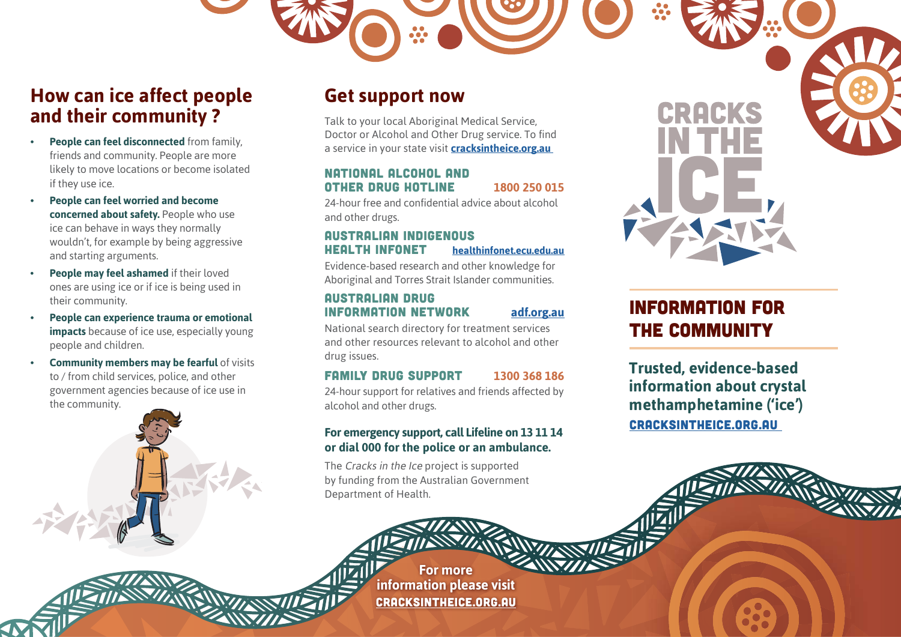## How can ice affect people and their community ?

- **People can feel disconnected** from family, friends and community. People are more likely to move locations or become isolated if they use ice.
- **People can feel worried and become concerned about safety.** People who use ice can behave in ways they normally wouldn't, for example by being aggressive and starting arguments.
- **People may feel ashamed** if their loved ones are using ice or if ice is being used in their community.
- **People can experience trauma or emotional impacts** because of ice use, especially young people and children.
- **Community members may be fearful** of visits to / from child services, police, and other government agencies because of ice use in the community.

## Get support now

Talk to your local Aboriginal Medical Service, Doctor or Alcohol and Other Drug service. To find a service in your state visit **cracksintheice.org.au**

### NATIONAL ALCOHOL AND OTHER DRUG HOTLINE — 1800 250 015

24-hour free and confidential advice about alcohol and other drugs.

### AUSTRALIAN INDIGENOUS HEALTH INFONET — healthinfonet.ecu.edu.au

Evidence-based research and other knowledge for Aboriginal and Torres Strait Islander communities.

### AUSTRALIAN DRUG INFORMATION NETWORK — adf.org.au

National search directory for treatment services and other resources relevant to alcohol and other drug issues.

### FAMILY DRUG SUPPORT — 1300 368 186

24-hour support for relatives and friends affected by alcohol and other drugs.

**For emergency support, call Lifeline on 13 11 14 or dial 000 for the police or an ambulance.**

The *Cracks in the Ice* project is supported by funding from the Australian Government Department of Health.

**For more information please visit CRACKSINTHEICE.ORG.AU**

# CRACKS IN THE ICE

## INFORMATION FOR THE COMMUNITY

**Trusted, evidence-based information about crystal methamphetamine ('ice')**

CRACKSINTHEICE.ORG.AU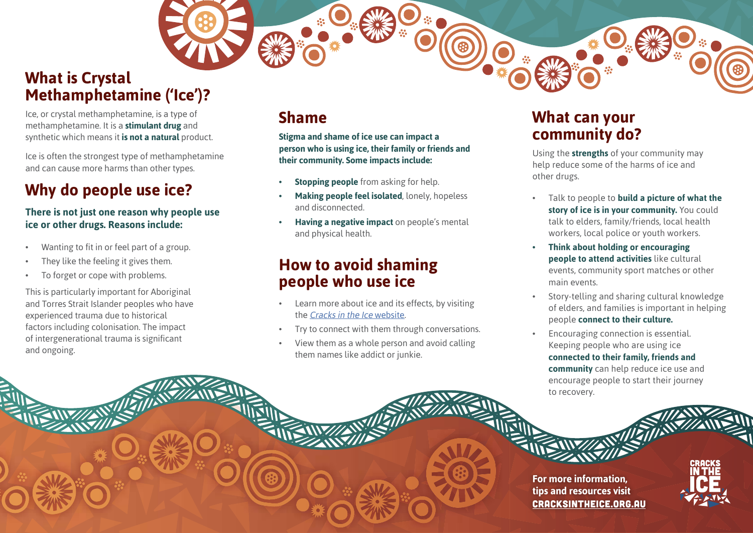## What is Crystal Methamphetamine ('Ice')?

Ice, or crystal methamphetamine, is a type of methamphetamine. It is a **stimulant drug** and synthetic which means it **is not a natural** product.

Ice is often the strongest type of methamphetamine and can cause more harms than other types.

## Why do people use ice?

**There is not just one reason why people use ice or other drugs. Reasons include:**

- Wanting to fit in or feel part of a group.
- They like the feeling it gives them.
- To forget or cope with problems.

This is particularly important for Aboriginal and Torres Strait Islander peoples who have experienced trauma due to historical factors including colonisation. The impact of intergenerational trauma is significant and ongoing.

## Shame

**Stigma and shame of ice use can impact a person who is using ice, their family or friends and their community. Some impacts include:**

- **Stopping people** from asking for help.
- **Making people feel isolated**, lonely, hopeless and disconnected.
- **Having a negative impact** on people's mental and physical health.

## How to avoid shaming people who use ice

- Learn more about ice and its effects, by visiting the *Cracks in the Ice* website.
- Try to connect with them through conversations.
- View them as a whole person and avoid calling them names like addict or junkie.

## What can your community do?

Using the **strengths** of your community may help reduce some of the harms of ice and other drugs.

- Talk to people to **build a picture of what the story of ice is in your community.** You could talk to elders, family/friends, local health workers, local police or youth workers.
- **Think about holding or encouraging people to attend activities** like cultural events, community sport matches or other main events.
- Story-telling and sharing cultural knowledge of elders, and families is important in helping people **connect to their culture.**
- Encouraging connection is essential. Keeping people who are using ice **connected to their family, friends and community** can help reduce ice use and encourage people to start their journey to recovery.

**For more information, tips and resources visit CRACKSINTHEICE.ORG.AU**

CRACKS IN THE ICE